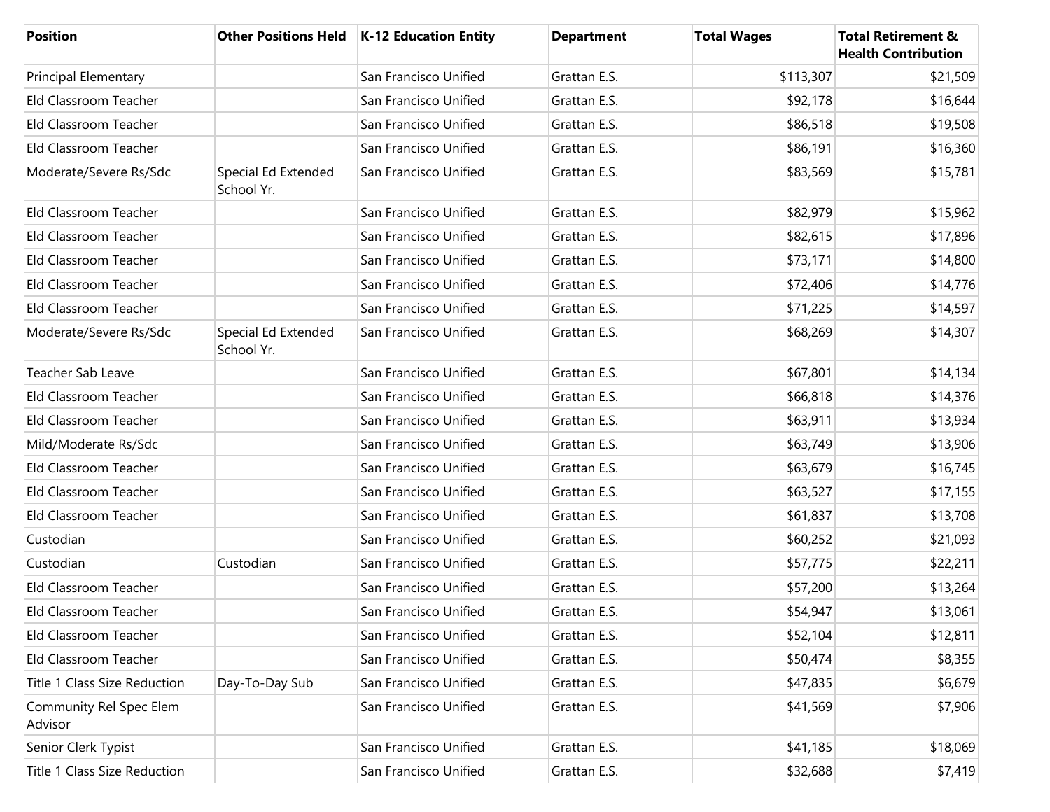| Position | Other Positions Held | K-12 Education Entity | Department | Total Wages | Total Retirement & Health Contribution |
|---|---|---|---|---|---|
| Principal Elementary | | San Francisco Unified | Grattan E.S. | $113,307 | $21,509 |
| Eld Classroom Teacher | | San Francisco Unified | Grattan E.S. | $92,178 | $16,644 |
| Eld Classroom Teacher | | San Francisco Unified | Grattan E.S. | $86,518 | $19,508 |
| Eld Classroom Teacher | | San Francisco Unified | Grattan E.S. | $86,191 | $16,360 |
| Moderate/Severe Rs/Sdc | Special Ed Extended School Yr. | San Francisco Unified | Grattan E.S. | $83,569 | $15,781 |
| Eld Classroom Teacher | | San Francisco Unified | Grattan E.S. | $82,979 | $15,962 |
| Eld Classroom Teacher | | San Francisco Unified | Grattan E.S. | $82,615 | $17,896 |
| Eld Classroom Teacher | | San Francisco Unified | Grattan E.S. | $73,171 | $14,800 |
| Eld Classroom Teacher | | San Francisco Unified | Grattan E.S. | $72,406 | $14,776 |
| Eld Classroom Teacher | | San Francisco Unified | Grattan E.S. | $71,225 | $14,597 |
| Moderate/Severe Rs/Sdc | Special Ed Extended School Yr. | San Francisco Unified | Grattan E.S. | $68,269 | $14,307 |
| Teacher Sab Leave | | San Francisco Unified | Grattan E.S. | $67,801 | $14,134 |
| Eld Classroom Teacher | | San Francisco Unified | Grattan E.S. | $66,818 | $14,376 |
| Eld Classroom Teacher | | San Francisco Unified | Grattan E.S. | $63,911 | $13,934 |
| Mild/Moderate Rs/Sdc | | San Francisco Unified | Grattan E.S. | $63,749 | $13,906 |
| Eld Classroom Teacher | | San Francisco Unified | Grattan E.S. | $63,679 | $16,745 |
| Eld Classroom Teacher | | San Francisco Unified | Grattan E.S. | $63,527 | $17,155 |
| Eld Classroom Teacher | | San Francisco Unified | Grattan E.S. | $61,837 | $13,708 |
| Custodian | | San Francisco Unified | Grattan E.S. | $60,252 | $21,093 |
| Custodian | Custodian | San Francisco Unified | Grattan E.S. | $57,775 | $22,211 |
| Eld Classroom Teacher | | San Francisco Unified | Grattan E.S. | $57,200 | $13,264 |
| Eld Classroom Teacher | | San Francisco Unified | Grattan E.S. | $54,947 | $13,061 |
| Eld Classroom Teacher | | San Francisco Unified | Grattan E.S. | $52,104 | $12,811 |
| Eld Classroom Teacher | | San Francisco Unified | Grattan E.S. | $50,474 | $8,355 |
| Title 1 Class Size Reduction | Day-To-Day Sub | San Francisco Unified | Grattan E.S. | $47,835 | $6,679 |
| Community Rel Spec Elem Advisor | | San Francisco Unified | Grattan E.S. | $41,569 | $7,906 |
| Senior Clerk Typist | | San Francisco Unified | Grattan E.S. | $41,185 | $18,069 |
| Title 1 Class Size Reduction | | San Francisco Unified | Grattan E.S. | $32,688 | $7,419 |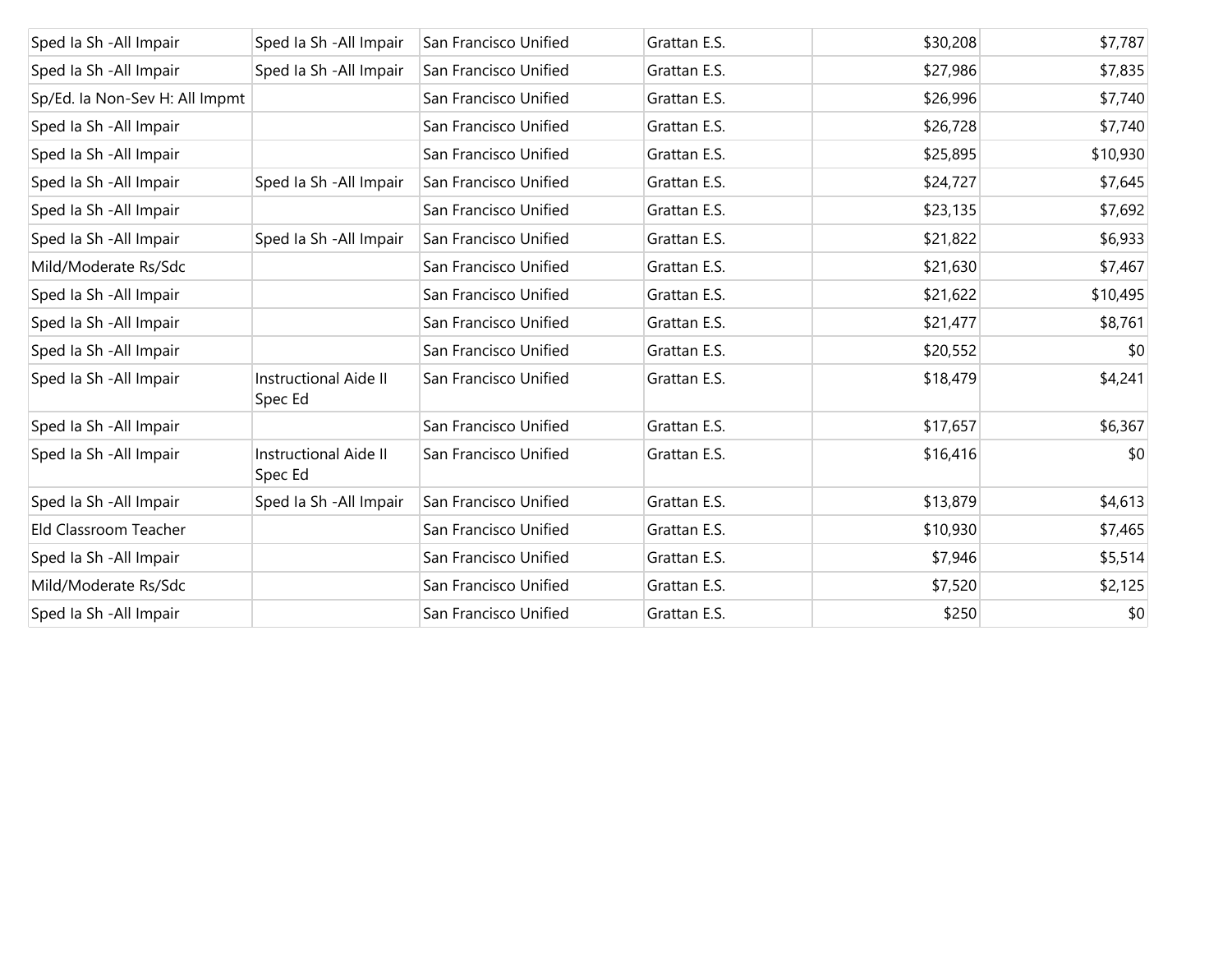| | | | | | |
|---|---|---|---|---|---|
| Sped Ia Sh -All Impair | Sped Ia Sh -All Impair | San Francisco Unified | Grattan E.S. | $30,208 | $7,787 |
| Sped Ia Sh -All Impair | Sped Ia Sh -All Impair | San Francisco Unified | Grattan E.S. | $27,986 | $7,835 |
| Sp/Ed. Ia Non-Sev H: All Impmt | | San Francisco Unified | Grattan E.S. | $26,996 | $7,740 |
| Sped Ia Sh -All Impair | | San Francisco Unified | Grattan E.S. | $26,728 | $7,740 |
| Sped Ia Sh -All Impair | | San Francisco Unified | Grattan E.S. | $25,895 | $10,930 |
| Sped Ia Sh -All Impair | Sped Ia Sh -All Impair | San Francisco Unified | Grattan E.S. | $24,727 | $7,645 |
| Sped Ia Sh -All Impair | | San Francisco Unified | Grattan E.S. | $23,135 | $7,692 |
| Sped Ia Sh -All Impair | Sped Ia Sh -All Impair | San Francisco Unified | Grattan E.S. | $21,822 | $6,933 |
| Mild/Moderate Rs/Sdc | | San Francisco Unified | Grattan E.S. | $21,630 | $7,467 |
| Sped Ia Sh -All Impair | | San Francisco Unified | Grattan E.S. | $21,622 | $10,495 |
| Sped Ia Sh -All Impair | | San Francisco Unified | Grattan E.S. | $21,477 | $8,761 |
| Sped Ia Sh -All Impair | | San Francisco Unified | Grattan E.S. | $20,552 | $0 |
| Sped Ia Sh -All Impair | Instructional Aide II Spec Ed | San Francisco Unified | Grattan E.S. | $18,479 | $4,241 |
| Sped Ia Sh -All Impair | | San Francisco Unified | Grattan E.S. | $17,657 | $6,367 |
| Sped Ia Sh -All Impair | Instructional Aide II Spec Ed | San Francisco Unified | Grattan E.S. | $16,416 | $0 |
| Sped Ia Sh -All Impair | Sped Ia Sh -All Impair | San Francisco Unified | Grattan E.S. | $13,879 | $4,613 |
| Eld Classroom Teacher | | San Francisco Unified | Grattan E.S. | $10,930 | $7,465 |
| Sped Ia Sh -All Impair | | San Francisco Unified | Grattan E.S. | $7,946 | $5,514 |
| Mild/Moderate Rs/Sdc | | San Francisco Unified | Grattan E.S. | $7,520 | $2,125 |
| Sped Ia Sh -All Impair | | San Francisco Unified | Grattan E.S. | $250 | $0 |